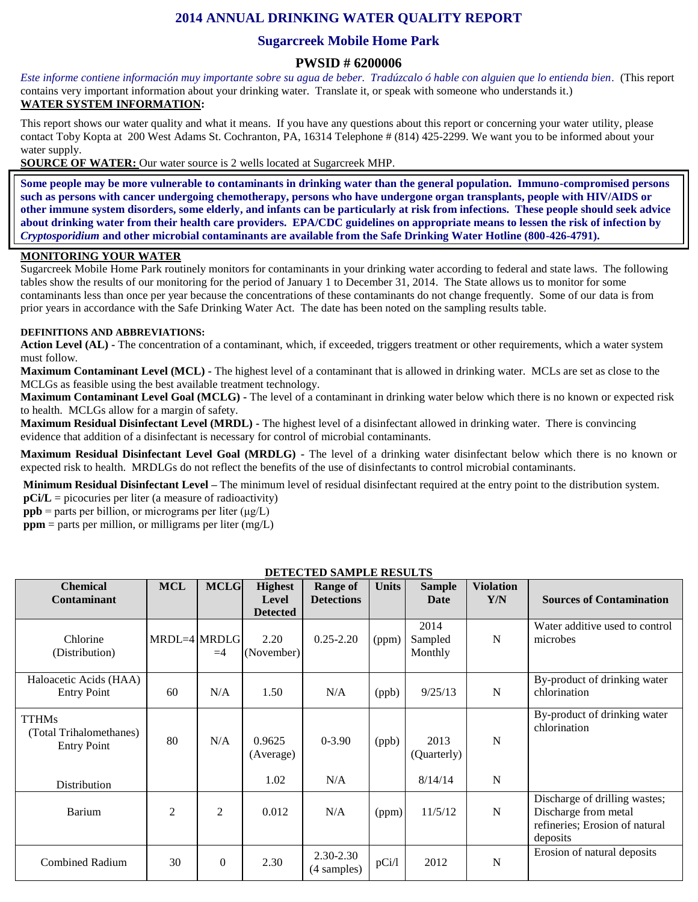# 2014 ANNUAL DRINKING WATER QUALITY REPORT

## Sugarcreek Mobile Home Park

### PWSID # 6200006

*Este informe contiene información muy importante sobre su agua de beber. Tradúzcalo ó hable con alguien que lo entienda bien*. (This report contains very important information about your drinking water. Translate it, or speak with someone who understands it.)

**WATER SYSTEM INFORMATION:**

This report shows our water quality and what it means. If you have any questions about this report or concerning your water utility, please contact Toby Kopta at 200 West Adams St. Cochranton, PA, 16314 Telephone # (814) 425-2299. We want you to be informed about your water supply.

**SOURCE OF WATER:** Our water source is 2 wells located at Sugarcreek MHP.

**Some people may be more vulnerable to contaminants in drinking water than the general population. Immuno-compromised persons such as persons with cancer undergoing chemotherapy, persons who have undergone organ transplants, people with HIV/AIDS or other immune system disorders, some elderly, and infants can be particularly at risk from infections. These people should seek advice about drinking water from their health care providers. EPA/CDC guidelines on appropriate means to lessen the risk of infection by *Cryptosporidium* and other microbial contaminants are available from the Safe Drinking Water Hotline (800-426-4791).**

**MONITORING YOUR WATER**

Sugarcreek Mobile Home Park routinely monitors for contaminants in your drinking water according to federal and state laws. The following tables show the results of our monitoring for the period of January 1 to December 31, 2014. The State allows us to monitor for some contaminants less than once per year because the concentrations of these contaminants do not change frequently. Some of our data is from prior years in accordance with the Safe Drinking Water Act. The date has been noted on the sampling results table.

**DEFINITIONS AND ABBREVIATIONS:**

**Action Level (AL) -** The concentration of a contaminant, which, if exceeded, triggers treatment or other requirements, which a water system must follow.

**Maximum Contaminant Level (MCL) -** The highest level of a contaminant that is allowed in drinking water. MCLs are set as close to the MCLGs as feasible using the best available treatment technology.

**Maximum Contaminant Level Goal (MCLG) -** The level of a contaminant in drinking water below which there is no known or expected risk to health. MCLGs allow for a margin of safety.

**Maximum Residual Disinfectant Level (MRDL) -** The highest level of a disinfectant allowed in drinking water. There is convincing evidence that addition of a disinfectant is necessary for control of microbial contaminants.

**Maximum Residual Disinfectant Level Goal (MRDLG) -** The level of a drinking water disinfectant below which there is no known or expected risk to health. MRDLGs do not reflect the benefits of the use of disinfectants to control microbial contaminants.

**Minimum Residual Disinfectant Level –** The minimum level of residual disinfectant required at the entry point to the distribution system.

**pCi/L** = picocuries per liter (a measure of radioactivity)

**ppb** = parts per billion, or micrograms per liter (μg/L)

**ppm** = parts per million, or milligrams per liter (mg/L)

**DETECTED SAMPLE RESULTS**

| Chemical Contaminant | MCL | MCLG | Highest Level Detected | Range of Detections | Units | Sample Date | Violation Y/N | Sources of Contamination |
|---|---|---|---|---|---|---|---|---|
| Chlorine (Distribution) | MRDL=4 | MRDLG =4 | 2.20 (November) | 0.25-2.20 | (ppm) | 2014 Sampled Monthly | N | Water additive used to control microbes |
| Haloacetic Acids (HAA) Entry Point | 60 | N/A | 1.50 | N/A | (ppb) | 9/25/13 | N | By-product of drinking water chlorination |
| TTHMs (Total Trihalomethanes) Entry Point | 80 | N/A | 0.9625 (Average) | 0-3.90 | (ppb) | 2013 (Quarterly) | N | By-product of drinking water chlorination |
| Distribution | | | 1.02 | N/A | | 8/14/14 | N | |
| Barium | 2 | 2 | 0.012 | N/A | (ppm) | 11/5/12 | N | Discharge of drilling wastes; Discharge from metal refineries; Erosion of natural deposits |
| Combined Radium | 30 | 0 | 2.30 | 2.30-2.30 (4 samples) | pCi/l | 2012 | N | Erosion of natural deposits |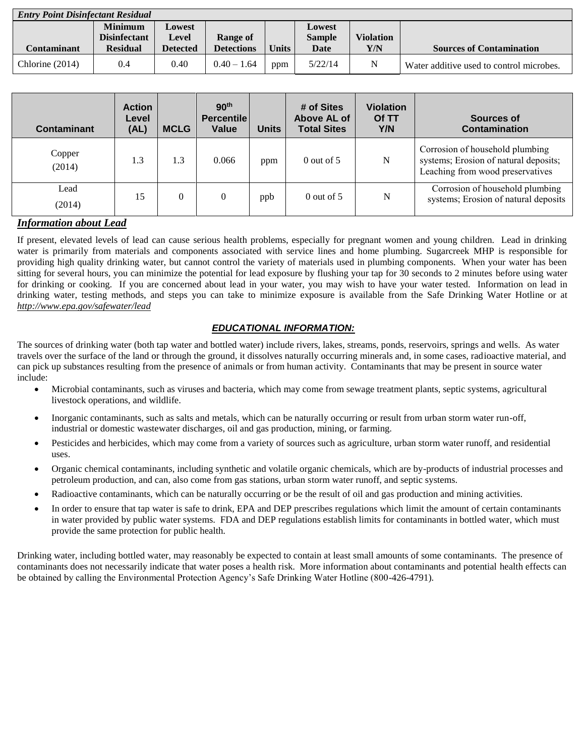| Entry Point Disinfectant Residual | | | | | | | |
|---|---|---|---|---|---|---|---|
| **Contaminant** | **Minimum Disinfectant Residual** | **Lowest Level Detected** | **Range of Detections** | **Units** | **Lowest Sample Date** | **Violation Y/N** | **Sources of Contamination** |
| Chlorine (2014) | 0.4 | 0.40 | 0.40 – 1.64 | ppm | 5/22/14 | N | Water additive used to control microbes. |

| Contaminant | Action Level (AL) | MCLG | 90th Percentile Value | Units | # of Sites Above AL of Total Sites | Violation Of TT Y/N | Sources of Contamination |
|---|---|---|---|---|---|---|---|
| Copper (2014) | 1.3 | 1.3 | 0.066 | ppm | 0 out of 5 | N | Corrosion of household plumbing systems; Erosion of natural deposits; Leaching from wood preservatives |
| Lead (2014) | 15 | 0 | 0 | ppb | 0 out of 5 | N | Corrosion of household plumbing systems; Erosion of natural deposits |

## *Information about Lead*

If present, elevated levels of lead can cause serious health problems, especially for pregnant women and young children. Lead in drinking water is primarily from materials and components associated with service lines and home plumbing. Sugarcreek MHP is responsible for providing high quality drinking water, but cannot control the variety of materials used in plumbing components. When your water has been sitting for several hours, you can minimize the potential for lead exposure by flushing your tap for 30 seconds to 2 minutes before using water for drinking or cooking. If you are concerned about lead in your water, you may wish to have your water tested. Information on lead in drinking water, testing methods, and steps you can take to minimize exposure is available from the Safe Drinking Water Hotline or at *http://www.epa.gov/safewater/lead*

## *EDUCATIONAL INFORMATION:*

The sources of drinking water (both tap water and bottled water) include rivers, lakes, streams, ponds, reservoirs, springs and wells. As water travels over the surface of the land or through the ground, it dissolves naturally occurring minerals and, in some cases, radioactive material, and can pick up substances resulting from the presence of animals or from human activity. Contaminants that may be present in source water include:

- Microbial contaminants, such as viruses and bacteria, which may come from sewage treatment plants, septic systems, agricultural livestock operations, and wildlife.
- Inorganic contaminants, such as salts and metals, which can be naturally occurring or result from urban storm water run-off, industrial or domestic wastewater discharges, oil and gas production, mining, or farming.
- Pesticides and herbicides, which may come from a variety of sources such as agriculture, urban storm water runoff, and residential uses.
- Organic chemical contaminants, including synthetic and volatile organic chemicals, which are by-products of industrial processes and petroleum production, and can, also come from gas stations, urban storm water runoff, and septic systems.
- Radioactive contaminants, which can be naturally occurring or be the result of oil and gas production and mining activities.
- In order to ensure that tap water is safe to drink, EPA and DEP prescribes regulations which limit the amount of certain contaminants in water provided by public water systems. FDA and DEP regulations establish limits for contaminants in bottled water, which must provide the same protection for public health.

Drinking water, including bottled water, may reasonably be expected to contain at least small amounts of some contaminants. The presence of contaminants does not necessarily indicate that water poses a health risk. More information about contaminants and potential health effects can be obtained by calling the Environmental Protection Agency's Safe Drinking Water Hotline (800-426-4791).